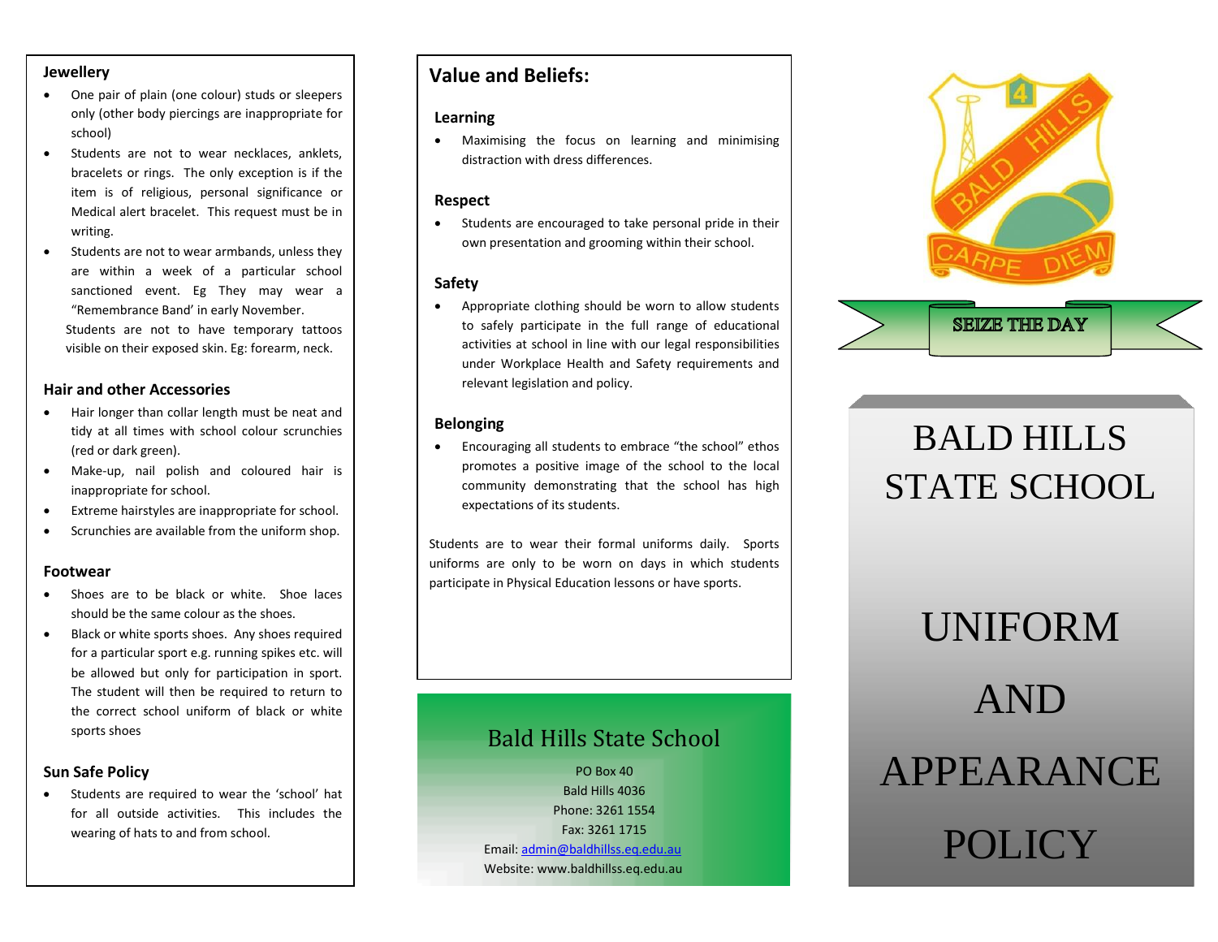## Jewellery

- One pair of plain (one colour) studs or sleepers only (other body piercings are inappropriate for school)
- Students are not to wear necklaces, anklets, bracelets or rings. The only exception is if the item is of religious, personal significance or Medical alert bracelet. This request must be in writing.
- Students are not to wear armbands, unless they are within a week of a particular school sanctioned event. Eg They may wear a "Remembrance Band' in early November.

Students are not to have temporary tattoos visible on their exposed skin. Eg: forearm, neck.

## Hair and other Accessories

- Hair longer than collar length must be neat and tidy at all times with school colour scrunchies (red or dark green).
- Make-up, nail polish and coloured hair is inappropriate for school.
- Extreme hairstyles are inappropriate for school.
- Scrunchies are available from the uniform shop.

## Footwear

- Shoes are to be black or white. Shoe laces should be the same colour as the shoes.
- Black or white sports shoes. Any shoes required for a particular sport e.g. running spikes etc. will be allowed but only for participation in sport. The student will then be required to return to the correct school uniform of black or white sports shoes

## Sun Safe Policy

- Students are required to wear the 'school' hat for all outside activities. This includes the wearing of hats to and from school.

## Value and Beliefs:

### Learning

- Maximising the focus on learning and minimising distraction with dress differences.

### Respect

- Students are encouraged to take personal pride in their own presentation and grooming within their school.

### Safety

- Appropriate clothing should be worn to allow students to safely participate in the full range of educational activities at school in line with our legal responsibilities under Workplace Health and Safety requirements and relevant legislation and policy.

### Belonging

- Encouraging all students to embrace "the school" ethos promotes a positive image of the school to the local community demonstrating that the school has high expectations of its students.

Students are to wear their formal uniforms daily. Sports uniforms are only to be worn on days in which students participate in Physical Education lessons or have sports.

## Bald Hills State School

PO Box 40
Bald Hills 4036
Phone: 3261 1554
Fax: 3261 1715
Email: admin@baldhillss.eq.edu.au
Website: www.baldhillss.eq.edu.au

4 BALD HILLS CARPE DIEM

SEIZE THE DAY

# BALD HILLS STATE SCHOOL

# UNIFORM AND APPEARANCE POLICY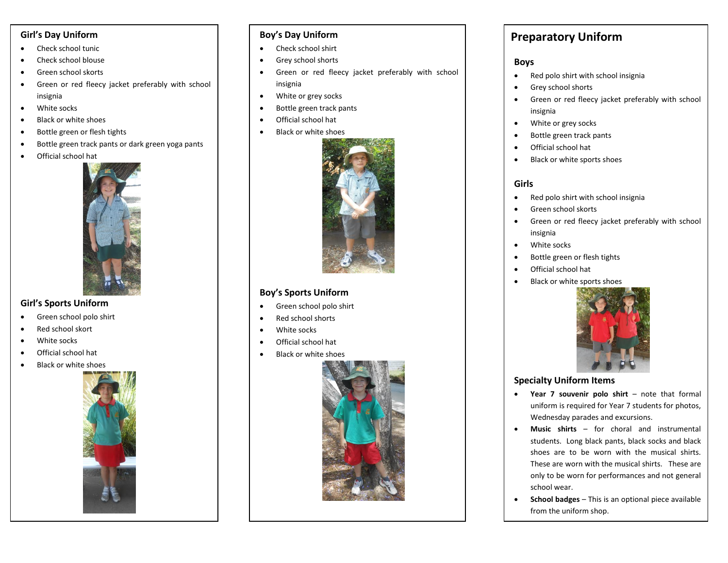## Girl's Day Uniform

- Check school tunic
- Check school blouse
- Green school skorts
- Green or red fleecy jacket preferably with school insignia
- White socks
- Black or white shoes
- Bottle green or flesh tights
- Bottle green track pants or dark green yoga pants
- Official school hat

## Girl's Sports Uniform

- Green school polo shirt
- Red school skort
- White socks
- Official school hat
- Black or white shoes

## Boy's Day Uniform

- Check school shirt
- Grey school shorts
- Green or red fleecy jacket preferably with school insignia
- White or grey socks
- Bottle green track pants
- Official school hat
- Black or white shoes

## Boy's Sports Uniform

- Green school polo shirt
- Red school shorts
- White socks
- Official school hat
- Black or white shoes

# Preparatory Uniform

## Boys

- Red polo shirt with school insignia
- Grey school shorts
- Green or red fleecy jacket preferably with school insignia
- White or grey socks
- Bottle green track pants
- Official school hat
- Black or white sports shoes

## Girls

- Red polo shirt with school insignia
- Green school skorts
- Green or red fleecy jacket preferably with school insignia
- White socks
- Bottle green or flesh tights
- Official school hat
- Black or white sports shoes

## Specialty Uniform Items

- **Year 7 souvenir polo shirt** – note that formal uniform is required for Year 7 students for photos, Wednesday parades and excursions.
- **Music shirts** – for choral and instrumental students. Long black pants, black socks and black shoes are to be worn with the musical shirts. These are worn with the musical shirts. These are only to be worn for performances and not general school wear.
- **School badges** – This is an optional piece available from the uniform shop.